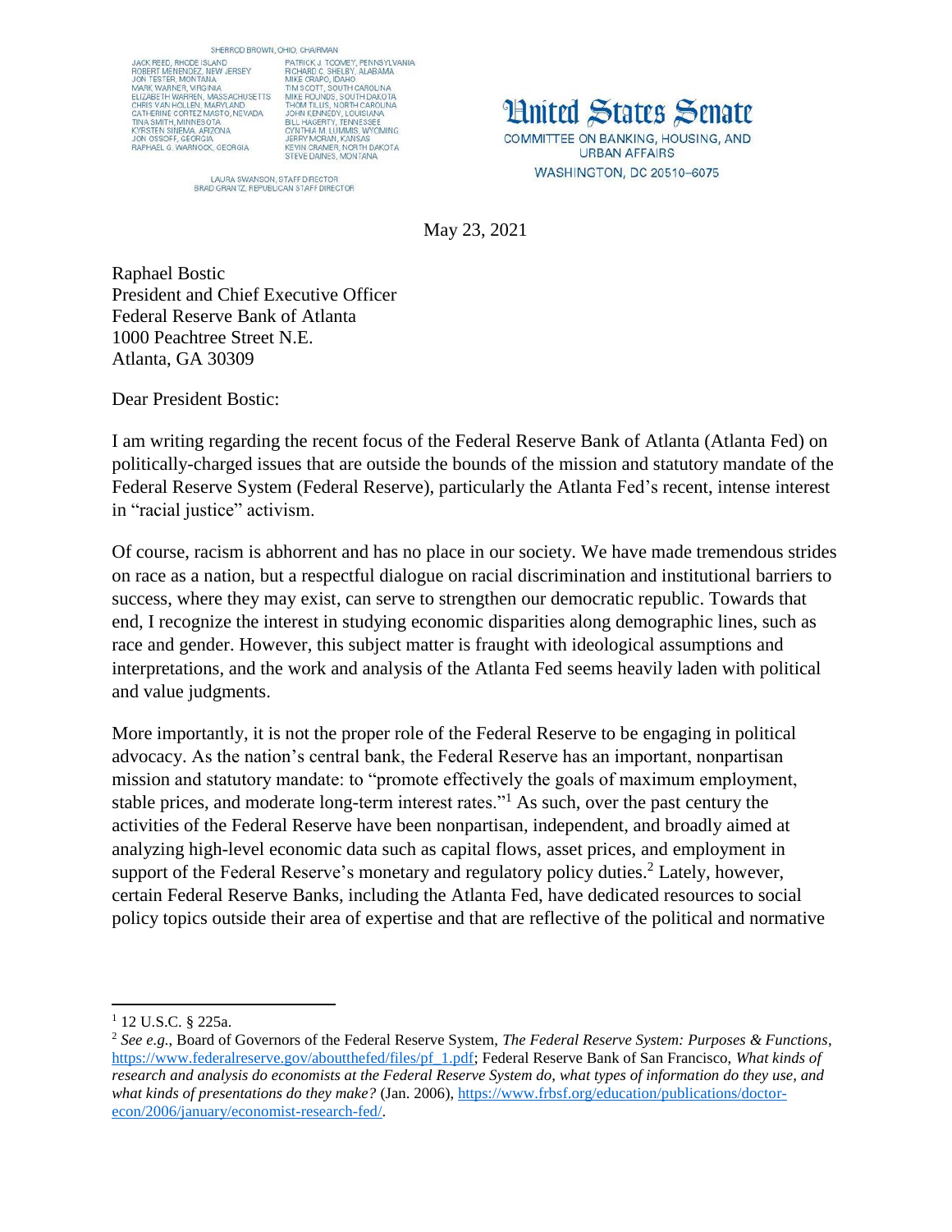SHERROD BROWN, OHIO, CHAIRMAN

JACK REED, RHODE ISLAND
ROBERT MENENDEZ, NEW JERSEY
JON TESTER, MONTANA
MARK WARNER, VIRGINIA
ELIZABETH WARREN, MASSACHUSETTS
CHRIS VAN HOLLEN, MARYLAND
CATHERINE CORTEZ MASTO, NEVADA
TINA SMITH, MINNESOTA
KYRSTEN SINEMA, ARIZONA
JON OSSOFF, GEORGIA
RAPHAEL G. WARNOCK, GEORGIA

PATRICK J. TOOMEY, PENNSYLVANIA
RICHARD C. SHELBY, ALABAMA
MIKE CRAPO, IDAHO
TIM SCOTT, SOUTH CAROLINA
MIKE ROUNDS, SOUTH DAKOTA
THOM TILLIS, NORTH CAROLINA
JOHN KENNEDY, LOUISIANA
BILL HAGERTY, TENNESSEE
CYNTHIA M. LUMMIS, WYOMING
JERRY MORAN, KANSAS
KEVIN CRAMER, NORTH DAKOTA
STEVE DAINES, MONTANA

LAURA SWANSON, STAFF DIRECTOR
BRAD GRANTZ, REPUBLICAN STAFF DIRECTOR

**United States Senate**
COMMITTEE ON BANKING, HOUSING, AND URBAN AFFAIRS
WASHINGTON, DC 20510–6075

May 23, 2021

Raphael Bostic
President and Chief Executive Officer
Federal Reserve Bank of Atlanta
1000 Peachtree Street N.E.
Atlanta, GA 30309

Dear President Bostic:

I am writing regarding the recent focus of the Federal Reserve Bank of Atlanta (Atlanta Fed) on politically-charged issues that are outside the bounds of the mission and statutory mandate of the Federal Reserve System (Federal Reserve), particularly the Atlanta Fed's recent, intense interest in "racial justice" activism.

Of course, racism is abhorrent and has no place in our society. We have made tremendous strides on race as a nation, but a respectful dialogue on racial discrimination and institutional barriers to success, where they may exist, can serve to strengthen our democratic republic. Towards that end, I recognize the interest in studying economic disparities along demographic lines, such as race and gender. However, this subject matter is fraught with ideological assumptions and interpretations, and the work and analysis of the Atlanta Fed seems heavily laden with political and value judgments.

More importantly, it is not the proper role of the Federal Reserve to be engaging in political advocacy. As the nation's central bank, the Federal Reserve has an important, nonpartisan mission and statutory mandate: to "promote effectively the goals of maximum employment, stable prices, and moderate long-term interest rates."[1] As such, over the past century the activities of the Federal Reserve have been nonpartisan, independent, and broadly aimed at analyzing high-level economic data such as capital flows, asset prices, and employment in support of the Federal Reserve's monetary and regulatory policy duties.[2] Lately, however, certain Federal Reserve Banks, including the Atlanta Fed, have dedicated resources to social policy topics outside their area of expertise and that are reflective of the political and normative

---

[1] 12 U.S.C. § 225a.

[2] *See e.g.*, Board of Governors of the Federal Reserve System, *The Federal Reserve System: Purposes & Functions*, https://www.federalreserve.gov/aboutthefed/files/pf_1.pdf; Federal Reserve Bank of San Francisco, *What kinds of research and analysis do economists at the Federal Reserve System do, what types of information do they use, and what kinds of presentations do they make?* (Jan. 2006), https://www.frbsf.org/education/publications/doctor-econ/2006/january/economist-research-fed/.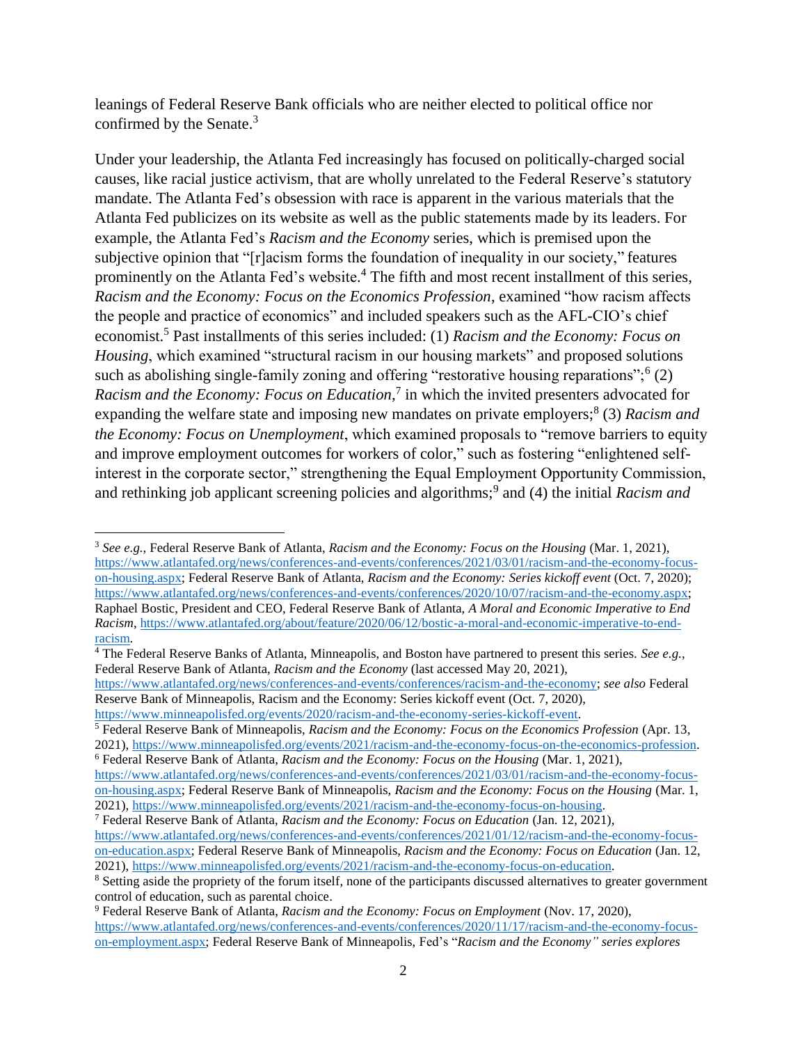leanings of Federal Reserve Bank officials who are neither elected to political office nor confirmed by the Senate.[3]

Under your leadership, the Atlanta Fed increasingly has focused on politically-charged social causes, like racial justice activism, that are wholly unrelated to the Federal Reserve's statutory mandate. The Atlanta Fed's obsession with race is apparent in the various materials that the Atlanta Fed publicizes on its website as well as the public statements made by its leaders. For example, the Atlanta Fed's *Racism and the Economy* series, which is premised upon the subjective opinion that "[r]acism forms the foundation of inequality in our society," features prominently on the Atlanta Fed's website.[4] The fifth and most recent installment of this series, *Racism and the Economy: Focus on the Economics Profession*, examined "how racism affects the people and practice of economics" and included speakers such as the AFL-CIO's chief economist.[5] Past installments of this series included: (1) *Racism and the Economy: Focus on Housing*, which examined "structural racism in our housing markets" and proposed solutions such as abolishing single-family zoning and offering "restorative housing reparations";[6] (2) *Racism and the Economy: Focus on Education*,[7] in which the invited presenters advocated for expanding the welfare state and imposing new mandates on private employers;[8] (3) *Racism and the Economy: Focus on Unemployment*, which examined proposals to "remove barriers to equity and improve employment outcomes for workers of color," such as fostering "enlightened self-interest in the corporate sector," strengthening the Equal Employment Opportunity Commission, and rethinking job applicant screening policies and algorithms;[9] and (4) the initial *Racism and*

---

[3] *See e.g.*, Federal Reserve Bank of Atlanta, *Racism and the Economy: Focus on the Housing* (Mar. 1, 2021), https://www.atlantafed.org/news/conferences-and-events/conferences/2021/03/01/racism-and-the-economy-focus-on-housing.aspx; Federal Reserve Bank of Atlanta, *Racism and the Economy: Series kickoff event* (Oct. 7, 2020); https://www.atlantafed.org/news/conferences-and-events/conferences/2020/10/07/racism-and-the-economy.aspx; Raphael Bostic, President and CEO, Federal Reserve Bank of Atlanta, *A Moral and Economic Imperative to End Racism*, https://www.atlantafed.org/about/feature/2020/06/12/bostic-a-moral-and-economic-imperative-to-end-racism.

[4] The Federal Reserve Banks of Atlanta, Minneapolis, and Boston have partnered to present this series. *See e.g.*, Federal Reserve Bank of Atlanta, *Racism and the Economy* (last accessed May 20, 2021), https://www.atlantafed.org/news/conferences-and-events/conferences/racism-and-the-economy; *see also* Federal Reserve Bank of Minneapolis, Racism and the Economy: Series kickoff event (Oct. 7, 2020), https://www.minneapolisfed.org/events/2020/racism-and-the-economy-series-kickoff-event.

[5] Federal Reserve Bank of Minneapolis, *Racism and the Economy: Focus on the Economics Profession* (Apr. 13, 2021), https://www.minneapolisfed.org/events/2021/racism-and-the-economy-focus-on-the-economics-profession.

[6] Federal Reserve Bank of Atlanta, *Racism and the Economy: Focus on the Housing* (Mar. 1, 2021), https://www.atlantafed.org/news/conferences-and-events/conferences/2021/03/01/racism-and-the-economy-focus-on-housing.aspx; Federal Reserve Bank of Minneapolis, *Racism and the Economy: Focus on the Housing* (Mar. 1, 2021), https://www.minneapolisfed.org/events/2021/racism-and-the-economy-focus-on-housing.

[7] Federal Reserve Bank of Atlanta, *Racism and the Economy: Focus on Education* (Jan. 12, 2021), https://www.atlantafed.org/news/conferences-and-events/conferences/2021/01/12/racism-and-the-economy-focus-on-education.aspx; Federal Reserve Bank of Minneapolis, *Racism and the Economy: Focus on Education* (Jan. 12, 2021), https://www.minneapolisfed.org/events/2021/racism-and-the-economy-focus-on-education.

[8] Setting aside the propriety of the forum itself, none of the participants discussed alternatives to greater government control of education, such as parental choice.

[9] Federal Reserve Bank of Atlanta, *Racism and the Economy: Focus on Employment* (Nov. 17, 2020), https://www.atlantafed.org/news/conferences-and-events/conferences/2020/11/17/racism-and-the-economy-focus-on-employment.aspx; Federal Reserve Bank of Minneapolis, Fed's "*Racism and the Economy" series explores*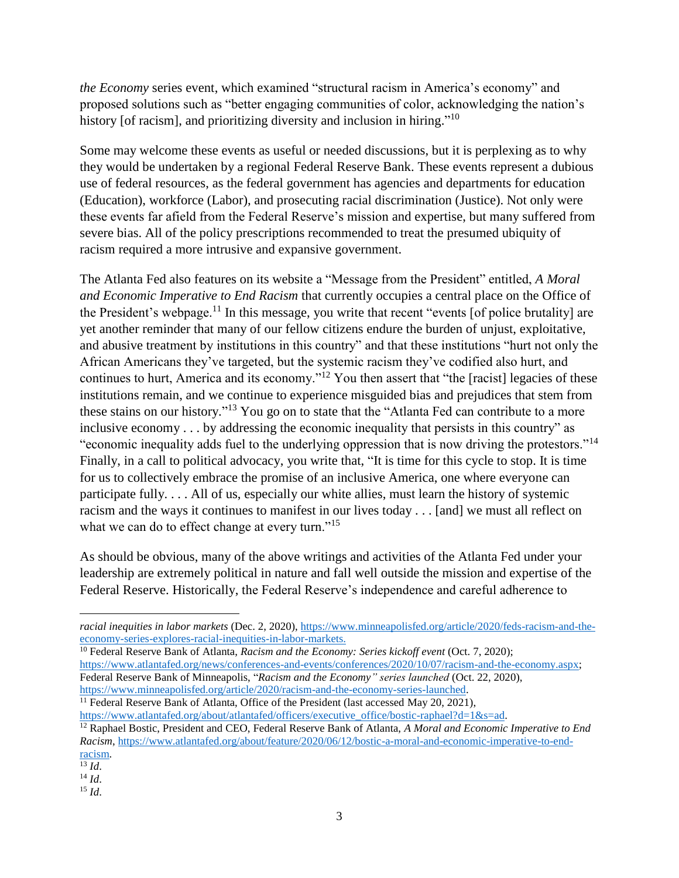*the Economy* series event, which examined "structural racism in America's economy" and proposed solutions such as "better engaging communities of color, acknowledging the nation's history [of racism], and prioritizing diversity and inclusion in hiring."[10]

Some may welcome these events as useful or needed discussions, but it is perplexing as to why they would be undertaken by a regional Federal Reserve Bank. These events represent a dubious use of federal resources, as the federal government has agencies and departments for education (Education), workforce (Labor), and prosecuting racial discrimination (Justice). Not only were these events far afield from the Federal Reserve's mission and expertise, but many suffered from severe bias. All of the policy prescriptions recommended to treat the presumed ubiquity of racism required a more intrusive and expansive government.

The Atlanta Fed also features on its website a "Message from the President" entitled, *A Moral and Economic Imperative to End Racism* that currently occupies a central place on the Office of the President's webpage.[11] In this message, you write that recent "events [of police brutality] are yet another reminder that many of our fellow citizens endure the burden of unjust, exploitative, and abusive treatment by institutions in this country" and that these institutions "hurt not only the African Americans they've targeted, but the systemic racism they've codified also hurt, and continues to hurt, America and its economy."[12] You then assert that "the [racist] legacies of these institutions remain, and we continue to experience misguided bias and prejudices that stem from these stains on our history."[13] You go on to state that the "Atlanta Fed can contribute to a more inclusive economy . . . by addressing the economic inequality that persists in this country" as "economic inequality adds fuel to the underlying oppression that is now driving the protestors."[14] Finally, in a call to political advocacy, you write that, "It is time for this cycle to stop. It is time for us to collectively embrace the promise of an inclusive America, one where everyone can participate fully. . . . All of us, especially our white allies, must learn the history of systemic racism and the ways it continues to manifest in our lives today . . . [and] we must all reflect on what we can do to effect change at every turn."[15]

As should be obvious, many of the above writings and activities of the Atlanta Fed under your leadership are extremely political in nature and fall well outside the mission and expertise of the Federal Reserve. Historically, the Federal Reserve's independence and careful adherence to

---

*racial inequities in labor markets* (Dec. 2, 2020), https://www.minneapolisfed.org/article/2020/feds-racism-and-the-economy-series-explores-racial-inequities-in-labor-markets.

[10] Federal Reserve Bank of Atlanta, *Racism and the Economy: Series kickoff event* (Oct. 7, 2020); https://www.atlantafed.org/news/conferences-and-events/conferences/2020/10/07/racism-and-the-economy.aspx; Federal Reserve Bank of Minneapolis, "*Racism and the Economy" series launched* (Oct. 22, 2020), https://www.minneapolisfed.org/article/2020/racism-and-the-economy-series-launched.

[11] Federal Reserve Bank of Atlanta, Office of the President (last accessed May 20, 2021), https://www.atlantafed.org/about/atlantafed/officers/executive_office/bostic-raphael?d=1&s=ad.

[12] Raphael Bostic, President and CEO, Federal Reserve Bank of Atlanta, *A Moral and Economic Imperative to End Racism*, https://www.atlantafed.org/about/feature/2020/06/12/bostic-a-moral-and-economic-imperative-to-end-racism.

[13] *Id*.

[14] *Id*.

[15] *Id*.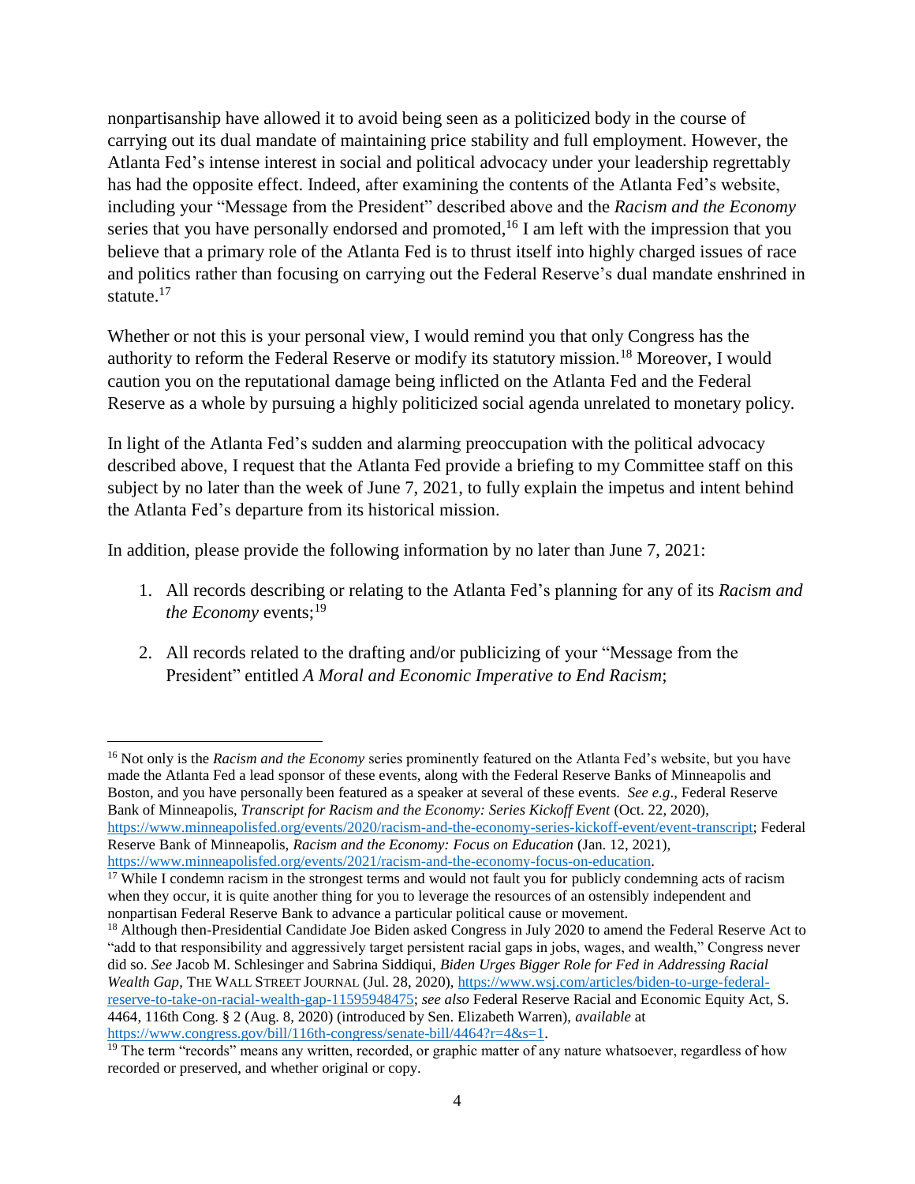nonpartisanship have allowed it to avoid being seen as a politicized body in the course of carrying out its dual mandate of maintaining price stability and full employment. However, the Atlanta Fed's intense interest in social and political advocacy under your leadership regrettably has had the opposite effect. Indeed, after examining the contents of the Atlanta Fed's website, including your "Message from the President" described above and the *Racism and the Economy* series that you have personally endorsed and promoted,[16] I am left with the impression that you believe that a primary role of the Atlanta Fed is to thrust itself into highly charged issues of race and politics rather than focusing on carrying out the Federal Reserve's dual mandate enshrined in statute.[17]

Whether or not this is your personal view, I would remind you that only Congress has the authority to reform the Federal Reserve or modify its statutory mission.[18] Moreover, I would caution you on the reputational damage being inflicted on the Atlanta Fed and the Federal Reserve as a whole by pursuing a highly politicized social agenda unrelated to monetary policy.

In light of the Atlanta Fed's sudden and alarming preoccupation with the political advocacy described above, I request that the Atlanta Fed provide a briefing to my Committee staff on this subject by no later than the week of June 7, 2021, to fully explain the impetus and intent behind the Atlanta Fed's departure from its historical mission.

In addition, please provide the following information by no later than June 7, 2021:

1. All records describing or relating to the Atlanta Fed's planning for any of its *Racism and the Economy* events;[19]

2. All records related to the drafting and/or publicizing of your "Message from the President" entitled *A Moral and Economic Imperative to End Racism*;

---

[16] Not only is the *Racism and the Economy* series prominently featured on the Atlanta Fed's website, but you have made the Atlanta Fed a lead sponsor of these events, along with the Federal Reserve Banks of Minneapolis and Boston, and you have personally been featured as a speaker at several of these events. *See e.g*., Federal Reserve Bank of Minneapolis, *Transcript for Racism and the Economy: Series Kickoff Event* (Oct. 22, 2020), https://www.minneapolisfed.org/events/2020/racism-and-the-economy-series-kickoff-event/event-transcript; Federal Reserve Bank of Minneapolis, *Racism and the Economy: Focus on Education* (Jan. 12, 2021), https://www.minneapolisfed.org/events/2021/racism-and-the-economy-focus-on-education.

[17] While I condemn racism in the strongest terms and would not fault you for publicly condemning acts of racism when they occur, it is quite another thing for you to leverage the resources of an ostensibly independent and nonpartisan Federal Reserve Bank to advance a particular political cause or movement.

[18] Although then-Presidential Candidate Joe Biden asked Congress in July 2020 to amend the Federal Reserve Act to "add to that responsibility and aggressively target persistent racial gaps in jobs, wages, and wealth," Congress never did so. *See* Jacob M. Schlesinger and Sabrina Siddiqui, *Biden Urges Bigger Role for Fed in Addressing Racial Wealth Gap*, THE WALL STREET JOURNAL (Jul. 28, 2020), https://www.wsj.com/articles/biden-to-urge-federal-reserve-to-take-on-racial-wealth-gap-11595948475; *see also* Federal Reserve Racial and Economic Equity Act, S. 4464, 116th Cong. § 2 (Aug. 8, 2020) (introduced by Sen. Elizabeth Warren), *available* at https://www.congress.gov/bill/116th-congress/senate-bill/4464?r=4&s=1.

[19] The term "records" means any written, recorded, or graphic matter of any nature whatsoever, regardless of how recorded or preserved, and whether original or copy.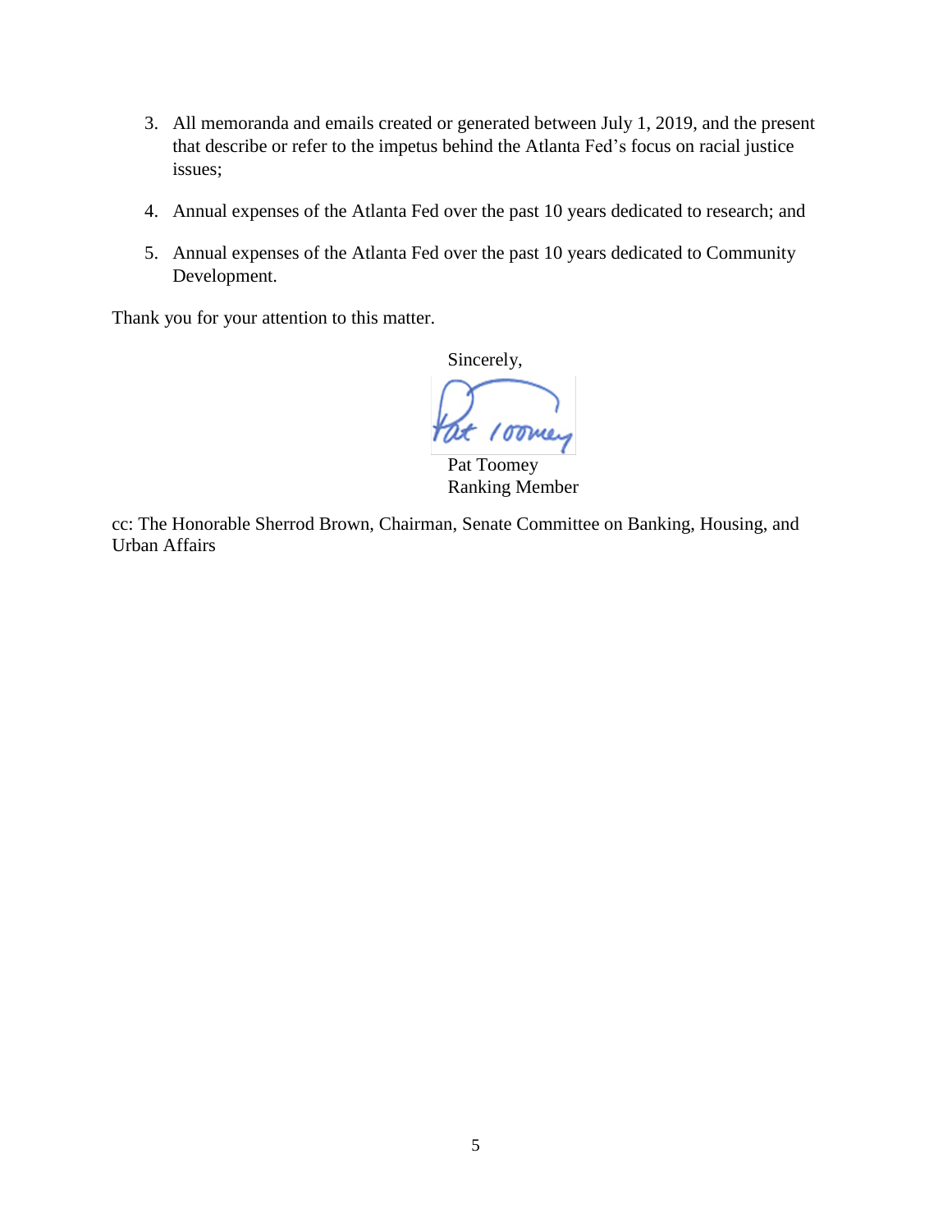3. All memoranda and emails created or generated between July 1, 2019, and the present that describe or refer to the impetus behind the Atlanta Fed's focus on racial justice issues;

4. Annual expenses of the Atlanta Fed over the past 10 years dedicated to research; and

5. Annual expenses of the Atlanta Fed over the past 10 years dedicated to Community Development.

Thank you for your attention to this matter.

Sincerely,

Pat Toomey
Ranking Member

cc: The Honorable Sherrod Brown, Chairman, Senate Committee on Banking, Housing, and Urban Affairs